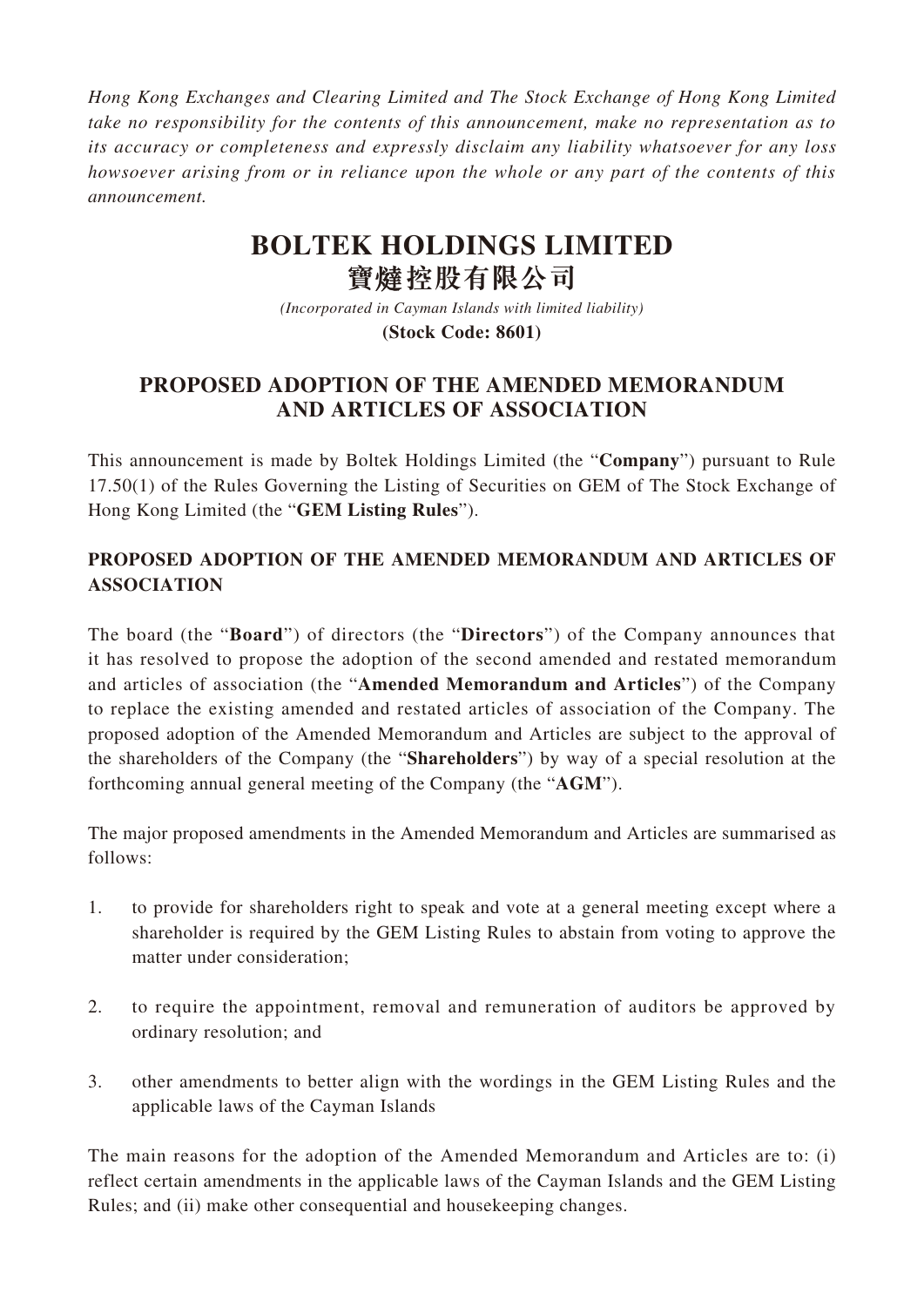*Hong Kong Exchanges and Clearing Limited and The Stock Exchange of Hong Kong Limited take no responsibility for the contents of this announcement, make no representation as to its accuracy or completeness and expressly disclaim any liability whatsoever for any loss howsoever arising from or in reliance upon the whole or any part of the contents of this announcement.*

# BOLTEK HOLDINGS LIMITED
# 寶燵控股有限公司

*(Incorporated in Cayman Islands with limited liability)*

**(Stock Code: 8601)**

## PROPOSED ADOPTION OF THE AMENDED MEMORANDUM AND ARTICLES OF ASSOCIATION

This announcement is made by Boltek Holdings Limited (the "**Company**") pursuant to Rule 17.50(1) of the Rules Governing the Listing of Securities on GEM of The Stock Exchange of Hong Kong Limited (the "**GEM Listing Rules**").

### PROPOSED ADOPTION OF THE AMENDED MEMORANDUM AND ARTICLES OF ASSOCIATION

The board (the "**Board**") of directors (the "**Directors**") of the Company announces that it has resolved to propose the adoption of the second amended and restated memorandum and articles of association (the "**Amended Memorandum and Articles**") of the Company to replace the existing amended and restated articles of association of the Company. The proposed adoption of the Amended Memorandum and Articles are subject to the approval of the shareholders of the Company (the "**Shareholders**") by way of a special resolution at the forthcoming annual general meeting of the Company (the "**AGM**").

The major proposed amendments in the Amended Memorandum and Articles are summarised as follows:

1. to provide for shareholders right to speak and vote at a general meeting except where a shareholder is required by the GEM Listing Rules to abstain from voting to approve the matter under consideration;

2. to require the appointment, removal and remuneration of auditors be approved by ordinary resolution; and

3. other amendments to better align with the wordings in the GEM Listing Rules and the applicable laws of the Cayman Islands

The main reasons for the adoption of the Amended Memorandum and Articles are to: (i) reflect certain amendments in the applicable laws of the Cayman Islands and the GEM Listing Rules; and (ii) make other consequential and housekeeping changes.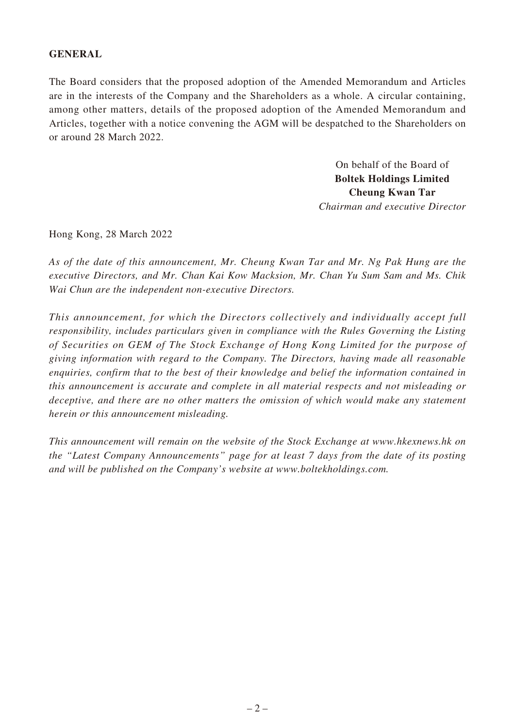## GENERAL

The Board considers that the proposed adoption of the Amended Memorandum and Articles are in the interests of the Company and the Shareholders as a whole. A circular containing, among other matters, details of the proposed adoption of the Amended Memorandum and Articles, together with a notice convening the AGM will be despatched to the Shareholders on or around 28 March 2022.

On behalf of the Board of
**Boltek Holdings Limited**
**Cheung Kwan Tar**
*Chairman and executive Director*

Hong Kong, 28 March 2022

*As of the date of this announcement, Mr. Cheung Kwan Tar and Mr. Ng Pak Hung are the executive Directors, and Mr. Chan Kai Kow Macksion, Mr. Chan Yu Sum Sam and Ms. Chik Wai Chun are the independent non-executive Directors.*

*This announcement, for which the Directors collectively and individually accept full responsibility, includes particulars given in compliance with the Rules Governing the Listing of Securities on GEM of The Stock Exchange of Hong Kong Limited for the purpose of giving information with regard to the Company. The Directors, having made all reasonable enquiries, confirm that to the best of their knowledge and belief the information contained in this announcement is accurate and complete in all material respects and not misleading or deceptive, and there are no other matters the omission of which would make any statement herein or this announcement misleading.*

*This announcement will remain on the website of the Stock Exchange at www.hkexnews.hk on the "Latest Company Announcements" page for at least 7 days from the date of its posting and will be published on the Company's website at www.boltekholdings.com.*